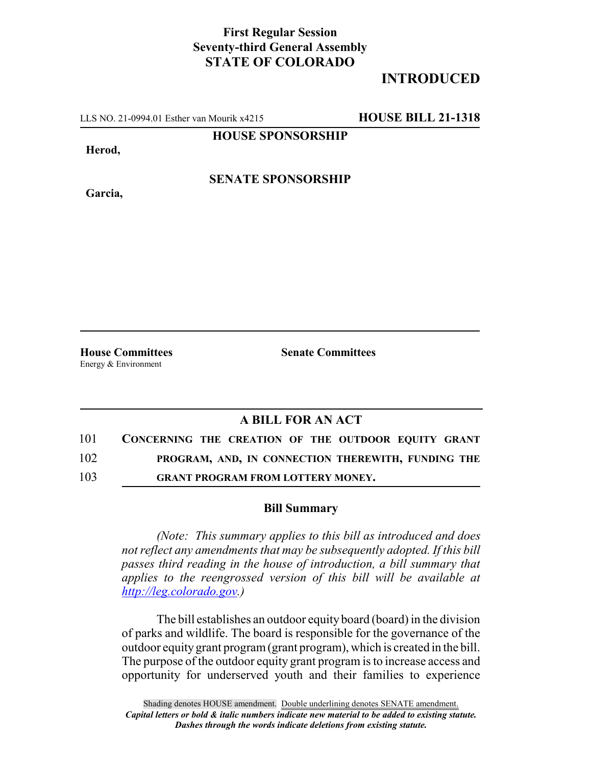**First Regular Session**
**Seventy-third General Assembly**
**STATE OF COLORADO**

# INTRODUCED

LLS NO. 21-0994.01 Esther van Mourik x4215 **HOUSE BILL 21-1318**

**HOUSE SPONSORSHIP**

**Herod,**

**SENATE SPONSORSHIP**

**Garcia,**

**House Committees**
Energy & Environment

**Senate Committees**

## A BILL FOR AN ACT

101 **CONCERNING THE CREATION OF THE OUTDOOR EQUITY GRANT**
102 **PROGRAM, AND, IN CONNECTION THEREWITH, FUNDING THE**
103 **GRANT PROGRAM FROM LOTTERY MONEY.**

### Bill Summary

*(Note: This summary applies to this bill as introduced and does not reflect any amendments that may be subsequently adopted. If this bill passes third reading in the house of introduction, a bill summary that applies to the reengrossed version of this bill will be available at http://leg.colorado.gov.)*

The bill establishes an outdoor equity board (board) in the division of parks and wildlife. The board is responsible for the governance of the outdoor equity grant program (grant program), which is created in the bill. The purpose of the outdoor equity grant program is to increase access and opportunity for underserved youth and their families to experience

Shading denotes HOUSE amendment. Double underlining denotes SENATE amendment.
*Capital letters or bold & italic numbers indicate new material to be added to existing statute.*
*Dashes through the words indicate deletions from existing statute.*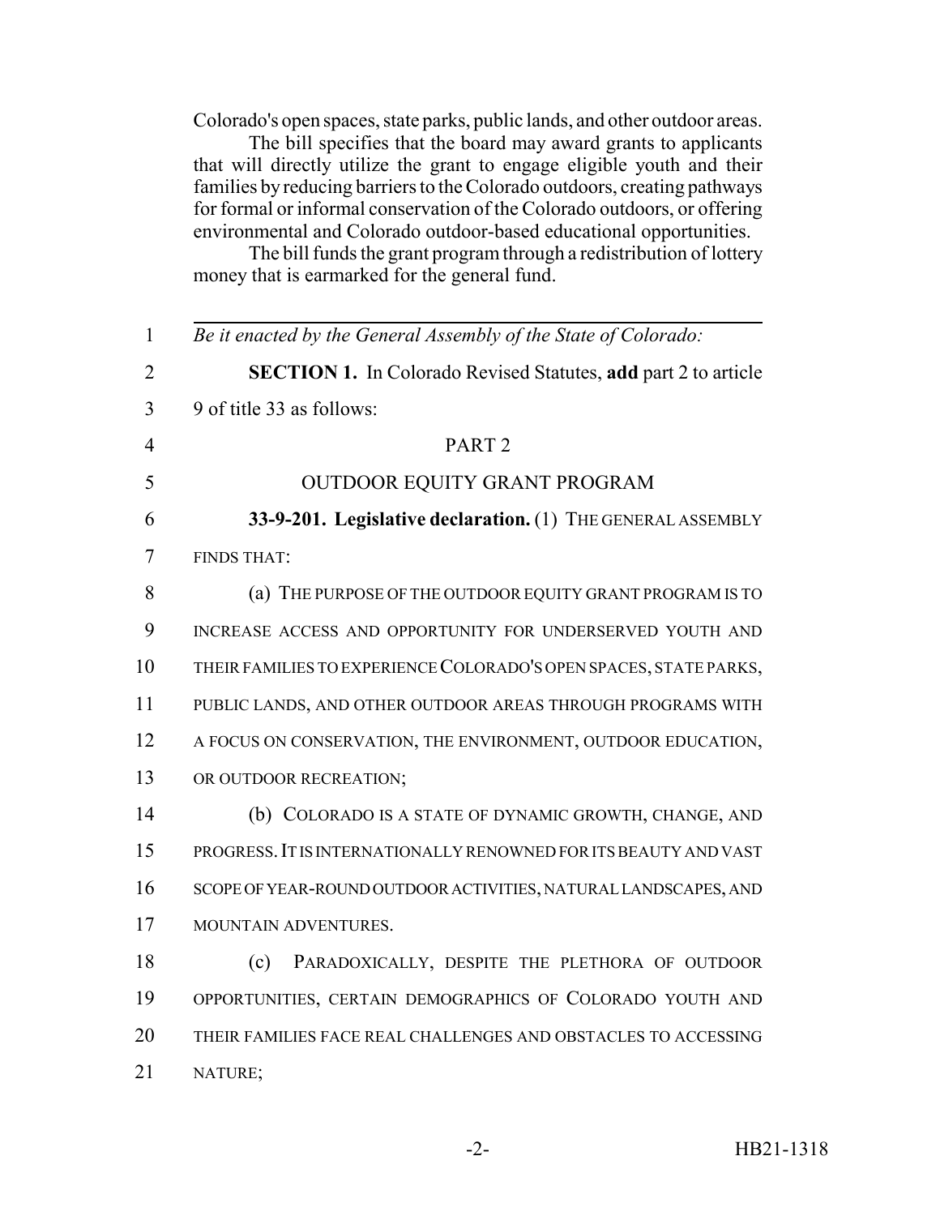Colorado's open spaces, state parks, public lands, and other outdoor areas.

The bill specifies that the board may award grants to applicants that will directly utilize the grant to engage eligible youth and their families by reducing barriers to the Colorado outdoors, creating pathways for formal or informal conservation of the Colorado outdoors, or offering environmental and Colorado outdoor-based educational opportunities.

The bill funds the grant program through a redistribution of lottery money that is earmarked for the general fund.

---

1 *Be it enacted by the General Assembly of the State of Colorado:*

2 **SECTION 1.** In Colorado Revised Statutes, **add** part 2 to article
3 9 of title 33 as follows:

4 PART 2

5 OUTDOOR EQUITY GRANT PROGRAM

6 **33-9-201. Legislative declaration.** (1) THE GENERAL ASSEMBLY
7 FINDS THAT:

8 (a) THE PURPOSE OF THE OUTDOOR EQUITY GRANT PROGRAM IS TO
9 INCREASE ACCESS AND OPPORTUNITY FOR UNDERSERVED YOUTH AND
10 THEIR FAMILIES TO EXPERIENCE COLORADO'S OPEN SPACES, STATE PARKS,
11 PUBLIC LANDS, AND OTHER OUTDOOR AREAS THROUGH PROGRAMS WITH
12 A FOCUS ON CONSERVATION, THE ENVIRONMENT, OUTDOOR EDUCATION,
13 OR OUTDOOR RECREATION;

14 (b) COLORADO IS A STATE OF DYNAMIC GROWTH, CHANGE, AND
15 PROGRESS. IT IS INTERNATIONALLY RENOWNED FOR ITS BEAUTY AND VAST
16 SCOPE OF YEAR-ROUND OUTDOOR ACTIVITIES, NATURAL LANDSCAPES, AND
17 MOUNTAIN ADVENTURES.

18 (c) PARADOXICALLY, DESPITE THE PLETHORA OF OUTDOOR
19 OPPORTUNITIES, CERTAIN DEMOGRAPHICS OF COLORADO YOUTH AND
20 THEIR FAMILIES FACE REAL CHALLENGES AND OBSTACLES TO ACCESSING
21 NATURE;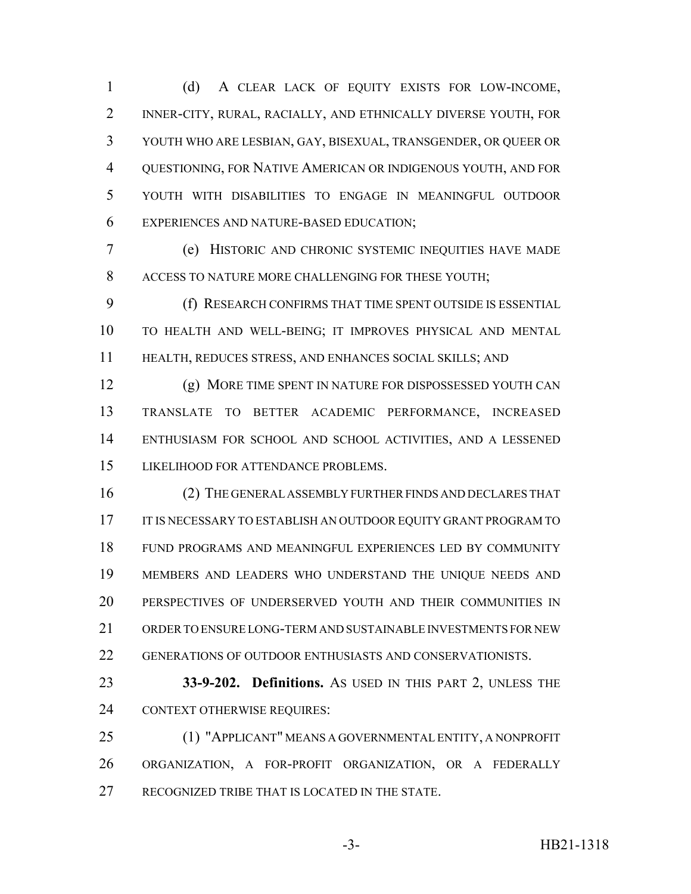(d) A CLEAR LACK OF EQUITY EXISTS FOR LOW-INCOME, INNER-CITY, RURAL, RACIALLY, AND ETHNICALLY DIVERSE YOUTH, FOR YOUTH WHO ARE LESBIAN, GAY, BISEXUAL, TRANSGENDER, OR QUEER OR QUESTIONING, FOR NATIVE AMERICAN OR INDIGENOUS YOUTH, AND FOR YOUTH WITH DISABILITIES TO ENGAGE IN MEANINGFUL OUTDOOR EXPERIENCES AND NATURE-BASED EDUCATION;

(e) HISTORIC AND CHRONIC SYSTEMIC INEQUITIES HAVE MADE ACCESS TO NATURE MORE CHALLENGING FOR THESE YOUTH;

(f) RESEARCH CONFIRMS THAT TIME SPENT OUTSIDE IS ESSENTIAL TO HEALTH AND WELL-BEING; IT IMPROVES PHYSICAL AND MENTAL HEALTH, REDUCES STRESS, AND ENHANCES SOCIAL SKILLS; AND

(g) MORE TIME SPENT IN NATURE FOR DISPOSSESSED YOUTH CAN TRANSLATE TO BETTER ACADEMIC PERFORMANCE, INCREASED ENTHUSIASM FOR SCHOOL AND SCHOOL ACTIVITIES, AND A LESSENED LIKELIHOOD FOR ATTENDANCE PROBLEMS.

(2) THE GENERAL ASSEMBLY FURTHER FINDS AND DECLARES THAT IT IS NECESSARY TO ESTABLISH AN OUTDOOR EQUITY GRANT PROGRAM TO FUND PROGRAMS AND MEANINGFUL EXPERIENCES LED BY COMMUNITY MEMBERS AND LEADERS WHO UNDERSTAND THE UNIQUE NEEDS AND PERSPECTIVES OF UNDERSERVED YOUTH AND THEIR COMMUNITIES IN ORDER TO ENSURE LONG-TERM AND SUSTAINABLE INVESTMENTS FOR NEW GENERATIONS OF OUTDOOR ENTHUSIASTS AND CONSERVATIONISTS.

**33-9-202. Definitions.** AS USED IN THIS PART 2, UNLESS THE CONTEXT OTHERWISE REQUIRES:

(1) "APPLICANT" MEANS A GOVERNMENTAL ENTITY, A NONPROFIT ORGANIZATION, A FOR-PROFIT ORGANIZATION, OR A FEDERALLY RECOGNIZED TRIBE THAT IS LOCATED IN THE STATE.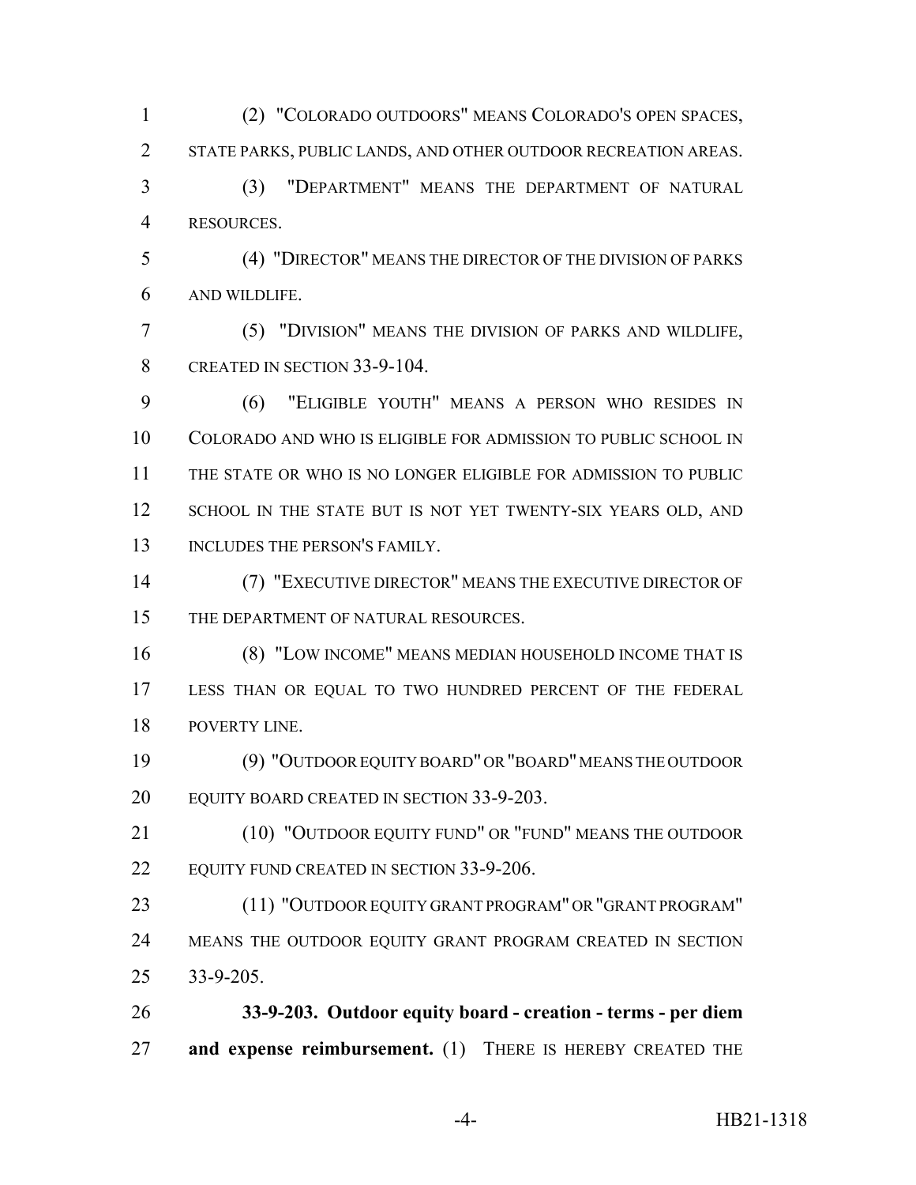(2) "COLORADO OUTDOORS" MEANS COLORADO'S OPEN SPACES, STATE PARKS, PUBLIC LANDS, AND OTHER OUTDOOR RECREATION AREAS.

(3) "DEPARTMENT" MEANS THE DEPARTMENT OF NATURAL RESOURCES.

(4) "DIRECTOR" MEANS THE DIRECTOR OF THE DIVISION OF PARKS AND WILDLIFE.

(5) "DIVISION" MEANS THE DIVISION OF PARKS AND WILDLIFE, CREATED IN SECTION 33-9-104.

(6) "ELIGIBLE YOUTH" MEANS A PERSON WHO RESIDES IN COLORADO AND WHO IS ELIGIBLE FOR ADMISSION TO PUBLIC SCHOOL IN THE STATE OR WHO IS NO LONGER ELIGIBLE FOR ADMISSION TO PUBLIC SCHOOL IN THE STATE BUT IS NOT YET TWENTY-SIX YEARS OLD, AND INCLUDES THE PERSON'S FAMILY.

(7) "EXECUTIVE DIRECTOR" MEANS THE EXECUTIVE DIRECTOR OF THE DEPARTMENT OF NATURAL RESOURCES.

(8) "LOW INCOME" MEANS MEDIAN HOUSEHOLD INCOME THAT IS LESS THAN OR EQUAL TO TWO HUNDRED PERCENT OF THE FEDERAL POVERTY LINE.

(9) "OUTDOOR EQUITY BOARD" OR "BOARD" MEANS THE OUTDOOR EQUITY BOARD CREATED IN SECTION 33-9-203.

(10) "OUTDOOR EQUITY FUND" OR "FUND" MEANS THE OUTDOOR EQUITY FUND CREATED IN SECTION 33-9-206.

(11) "OUTDOOR EQUITY GRANT PROGRAM" OR "GRANT PROGRAM" MEANS THE OUTDOOR EQUITY GRANT PROGRAM CREATED IN SECTION 33-9-205.

**33-9-203. Outdoor equity board - creation - terms - per diem and expense reimbursement.** (1) THERE IS HEREBY CREATED THE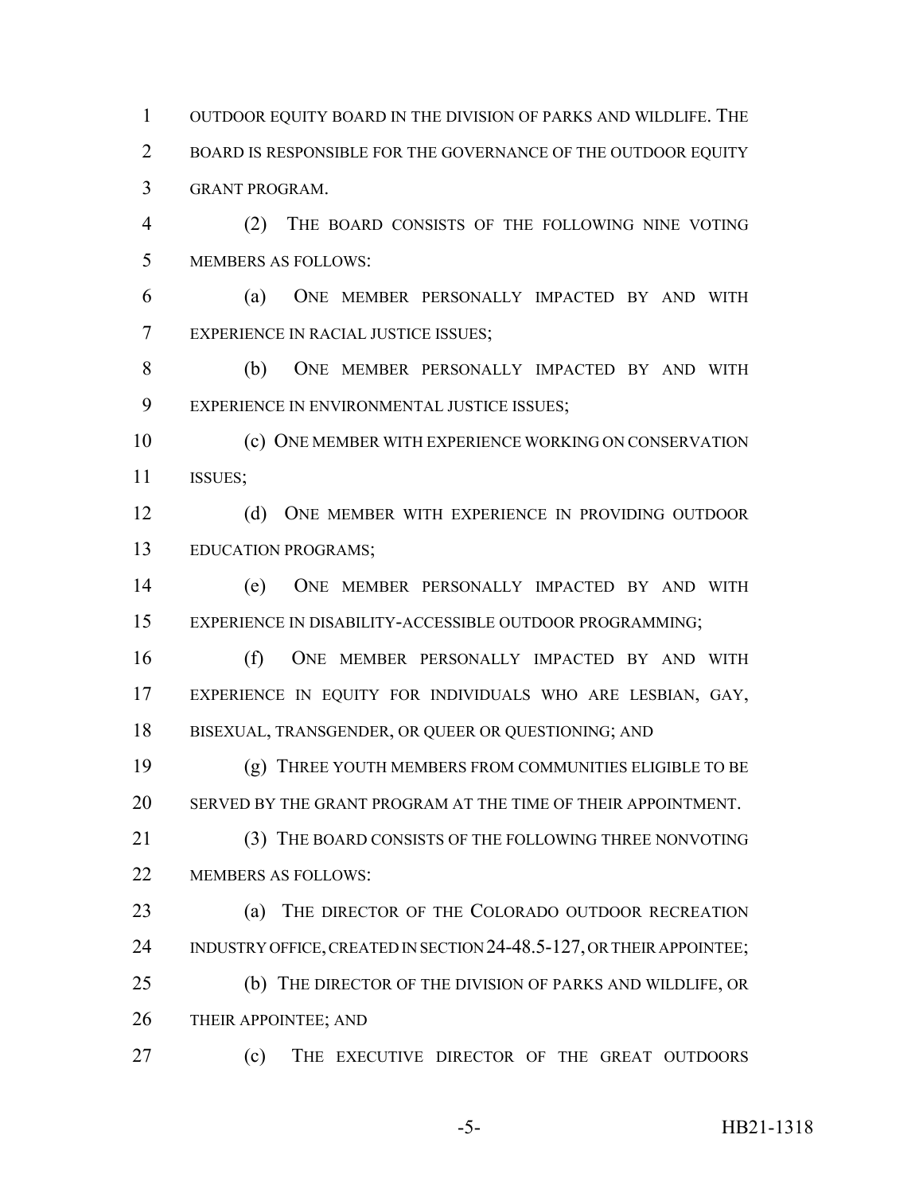OUTDOOR EQUITY BOARD IN THE DIVISION OF PARKS AND WILDLIFE. THE BOARD IS RESPONSIBLE FOR THE GOVERNANCE OF THE OUTDOOR EQUITY GRANT PROGRAM.

(2) THE BOARD CONSISTS OF THE FOLLOWING NINE VOTING MEMBERS AS FOLLOWS:

(a) ONE MEMBER PERSONALLY IMPACTED BY AND WITH EXPERIENCE IN RACIAL JUSTICE ISSUES;

(b) ONE MEMBER PERSONALLY IMPACTED BY AND WITH EXPERIENCE IN ENVIRONMENTAL JUSTICE ISSUES;

(c) ONE MEMBER WITH EXPERIENCE WORKING ON CONSERVATION ISSUES;

(d) ONE MEMBER WITH EXPERIENCE IN PROVIDING OUTDOOR EDUCATION PROGRAMS;

(e) ONE MEMBER PERSONALLY IMPACTED BY AND WITH EXPERIENCE IN DISABILITY-ACCESSIBLE OUTDOOR PROGRAMMING;

(f) ONE MEMBER PERSONALLY IMPACTED BY AND WITH EXPERIENCE IN EQUITY FOR INDIVIDUALS WHO ARE LESBIAN, GAY, BISEXUAL, TRANSGENDER, OR QUEER OR QUESTIONING; AND

(g) THREE YOUTH MEMBERS FROM COMMUNITIES ELIGIBLE TO BE SERVED BY THE GRANT PROGRAM AT THE TIME OF THEIR APPOINTMENT.

(3) THE BOARD CONSISTS OF THE FOLLOWING THREE NONVOTING MEMBERS AS FOLLOWS:

(a) THE DIRECTOR OF THE COLORADO OUTDOOR RECREATION INDUSTRY OFFICE, CREATED IN SECTION 24-48.5-127, OR THEIR APPOINTEE;

(b) THE DIRECTOR OF THE DIVISION OF PARKS AND WILDLIFE, OR THEIR APPOINTEE; AND

(c) THE EXECUTIVE DIRECTOR OF THE GREAT OUTDOORS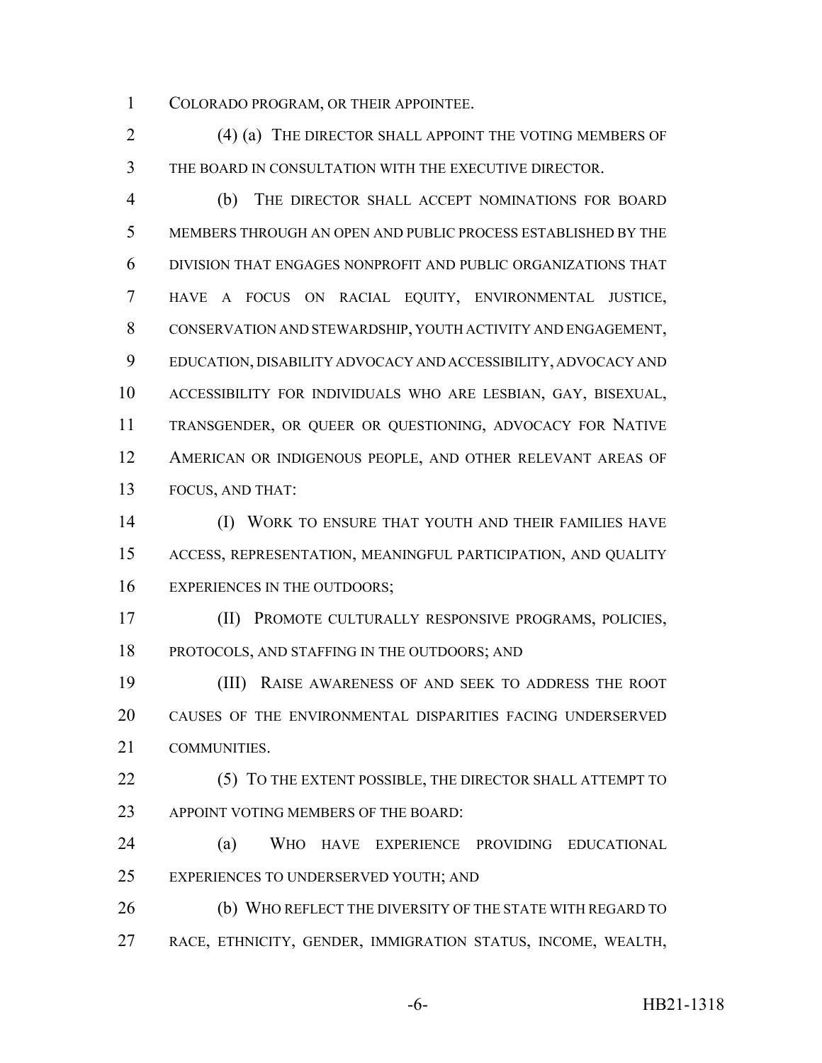COLORADO PROGRAM, OR THEIR APPOINTEE.

(4) (a) THE DIRECTOR SHALL APPOINT THE VOTING MEMBERS OF THE BOARD IN CONSULTATION WITH THE EXECUTIVE DIRECTOR.

(b) THE DIRECTOR SHALL ACCEPT NOMINATIONS FOR BOARD MEMBERS THROUGH AN OPEN AND PUBLIC PROCESS ESTABLISHED BY THE DIVISION THAT ENGAGES NONPROFIT AND PUBLIC ORGANIZATIONS THAT HAVE A FOCUS ON RACIAL EQUITY, ENVIRONMENTAL JUSTICE, CONSERVATION AND STEWARDSHIP, YOUTH ACTIVITY AND ENGAGEMENT, EDUCATION, DISABILITY ADVOCACY AND ACCESSIBILITY, ADVOCACY AND ACCESSIBILITY FOR INDIVIDUALS WHO ARE LESBIAN, GAY, BISEXUAL, TRANSGENDER, OR QUEER OR QUESTIONING, ADVOCACY FOR NATIVE AMERICAN OR INDIGENOUS PEOPLE, AND OTHER RELEVANT AREAS OF FOCUS, AND THAT:

(I) WORK TO ENSURE THAT YOUTH AND THEIR FAMILIES HAVE ACCESS, REPRESENTATION, MEANINGFUL PARTICIPATION, AND QUALITY EXPERIENCES IN THE OUTDOORS;

(II) PROMOTE CULTURALLY RESPONSIVE PROGRAMS, POLICIES, PROTOCOLS, AND STAFFING IN THE OUTDOORS; AND

(III) RAISE AWARENESS OF AND SEEK TO ADDRESS THE ROOT CAUSES OF THE ENVIRONMENTAL DISPARITIES FACING UNDERSERVED COMMUNITIES.

(5) TO THE EXTENT POSSIBLE, THE DIRECTOR SHALL ATTEMPT TO APPOINT VOTING MEMBERS OF THE BOARD:

(a) WHO HAVE EXPERIENCE PROVIDING EDUCATIONAL EXPERIENCES TO UNDERSERVED YOUTH; AND

(b) WHO REFLECT THE DIVERSITY OF THE STATE WITH REGARD TO RACE, ETHNICITY, GENDER, IMMIGRATION STATUS, INCOME, WEALTH,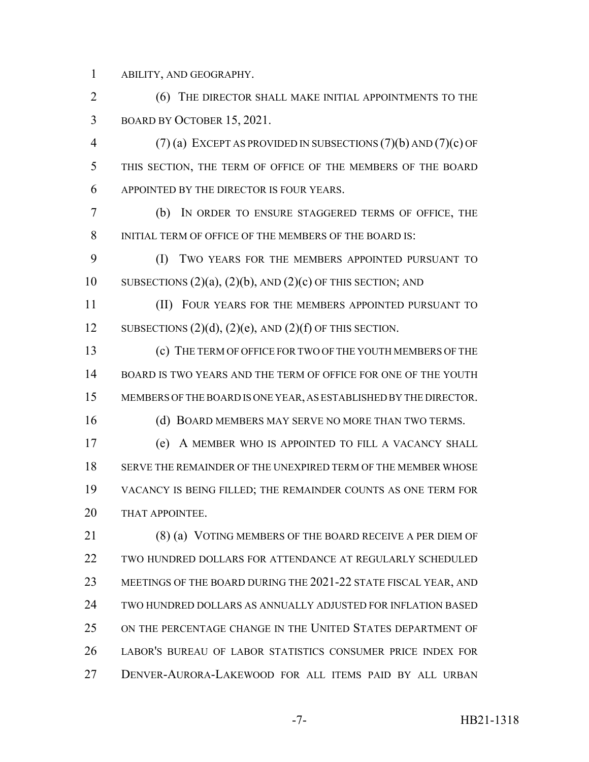ABILITY, AND GEOGRAPHY.

(6) THE DIRECTOR SHALL MAKE INITIAL APPOINTMENTS TO THE BOARD BY OCTOBER 15, 2021.

(7) (a) EXCEPT AS PROVIDED IN SUBSECTIONS (7)(b) AND (7)(c) OF THIS SECTION, THE TERM OF OFFICE OF THE MEMBERS OF THE BOARD APPOINTED BY THE DIRECTOR IS FOUR YEARS.

(b) IN ORDER TO ENSURE STAGGERED TERMS OF OFFICE, THE INITIAL TERM OF OFFICE OF THE MEMBERS OF THE BOARD IS:

(I) TWO YEARS FOR THE MEMBERS APPOINTED PURSUANT TO SUBSECTIONS (2)(a), (2)(b), AND (2)(c) OF THIS SECTION; AND

(II) FOUR YEARS FOR THE MEMBERS APPOINTED PURSUANT TO SUBSECTIONS (2)(d), (2)(e), AND (2)(f) OF THIS SECTION.

(c) THE TERM OF OFFICE FOR TWO OF THE YOUTH MEMBERS OF THE BOARD IS TWO YEARS AND THE TERM OF OFFICE FOR ONE OF THE YOUTH MEMBERS OF THE BOARD IS ONE YEAR, AS ESTABLISHED BY THE DIRECTOR.

(d) BOARD MEMBERS MAY SERVE NO MORE THAN TWO TERMS.

(e) A MEMBER WHO IS APPOINTED TO FILL A VACANCY SHALL SERVE THE REMAINDER OF THE UNEXPIRED TERM OF THE MEMBER WHOSE VACANCY IS BEING FILLED; THE REMAINDER COUNTS AS ONE TERM FOR THAT APPOINTEE.

(8) (a) VOTING MEMBERS OF THE BOARD RECEIVE A PER DIEM OF TWO HUNDRED DOLLARS FOR ATTENDANCE AT REGULARLY SCHEDULED MEETINGS OF THE BOARD DURING THE 2021-22 STATE FISCAL YEAR, AND TWO HUNDRED DOLLARS AS ANNUALLY ADJUSTED FOR INFLATION BASED ON THE PERCENTAGE CHANGE IN THE UNITED STATES DEPARTMENT OF LABOR'S BUREAU OF LABOR STATISTICS CONSUMER PRICE INDEX FOR DENVER-AURORA-LAKEWOOD FOR ALL ITEMS PAID BY ALL URBAN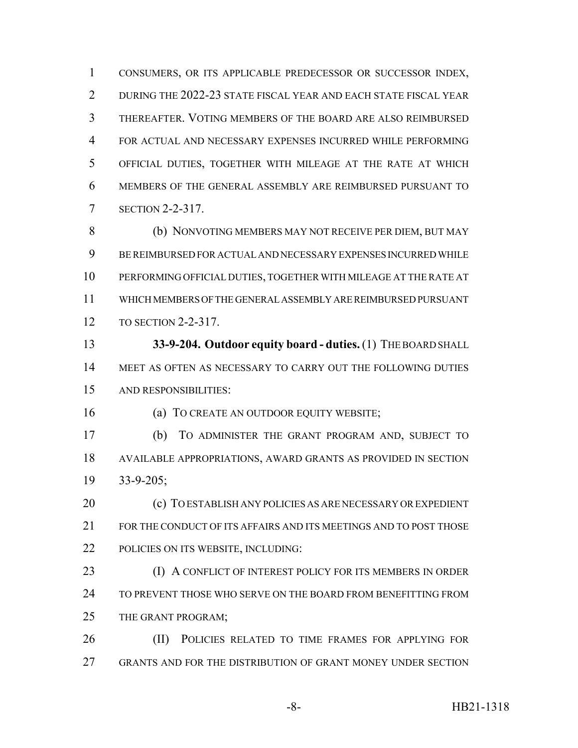CONSUMERS, OR ITS APPLICABLE PREDECESSOR OR SUCCESSOR INDEX, DURING THE 2022-23 STATE FISCAL YEAR AND EACH STATE FISCAL YEAR THEREAFTER. VOTING MEMBERS OF THE BOARD ARE ALSO REIMBURSED FOR ACTUAL AND NECESSARY EXPENSES INCURRED WHILE PERFORMING OFFICIAL DUTIES, TOGETHER WITH MILEAGE AT THE RATE AT WHICH MEMBERS OF THE GENERAL ASSEMBLY ARE REIMBURSED PURSUANT TO SECTION 2-2-317.

(b) NONVOTING MEMBERS MAY NOT RECEIVE PER DIEM, BUT MAY BE REIMBURSED FOR ACTUAL AND NECESSARY EXPENSES INCURRED WHILE PERFORMING OFFICIAL DUTIES, TOGETHER WITH MILEAGE AT THE RATE AT WHICH MEMBERS OF THE GENERAL ASSEMBLY ARE REIMBURSED PURSUANT TO SECTION 2-2-317.

**33-9-204. Outdoor equity board - duties.** (1) THE BOARD SHALL MEET AS OFTEN AS NECESSARY TO CARRY OUT THE FOLLOWING DUTIES AND RESPONSIBILITIES:

(a) TO CREATE AN OUTDOOR EQUITY WEBSITE;

(b) TO ADMINISTER THE GRANT PROGRAM AND, SUBJECT TO AVAILABLE APPROPRIATIONS, AWARD GRANTS AS PROVIDED IN SECTION 33-9-205;

(c) TO ESTABLISH ANY POLICIES AS ARE NECESSARY OR EXPEDIENT FOR THE CONDUCT OF ITS AFFAIRS AND ITS MEETINGS AND TO POST THOSE POLICIES ON ITS WEBSITE, INCLUDING:

(I) A CONFLICT OF INTEREST POLICY FOR ITS MEMBERS IN ORDER TO PREVENT THOSE WHO SERVE ON THE BOARD FROM BENEFITTING FROM THE GRANT PROGRAM;

(II) POLICIES RELATED TO TIME FRAMES FOR APPLYING FOR GRANTS AND FOR THE DISTRIBUTION OF GRANT MONEY UNDER SECTION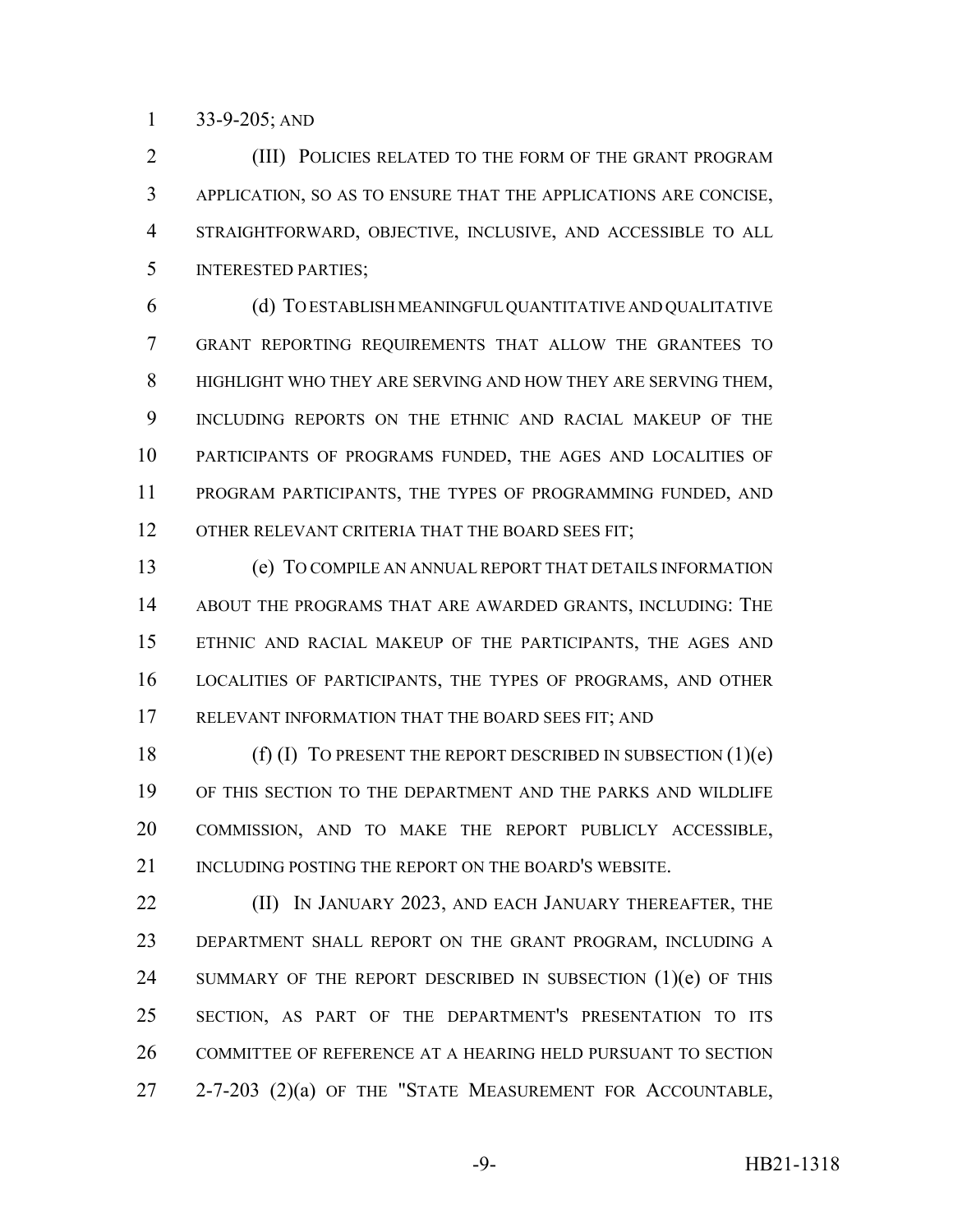33-9-205; AND

(III) POLICIES RELATED TO THE FORM OF THE GRANT PROGRAM APPLICATION, SO AS TO ENSURE THAT THE APPLICATIONS ARE CONCISE, STRAIGHTFORWARD, OBJECTIVE, INCLUSIVE, AND ACCESSIBLE TO ALL INTERESTED PARTIES;

(d) TO ESTABLISH MEANINGFUL QUANTITATIVE AND QUALITATIVE GRANT REPORTING REQUIREMENTS THAT ALLOW THE GRANTEES TO HIGHLIGHT WHO THEY ARE SERVING AND HOW THEY ARE SERVING THEM, INCLUDING REPORTS ON THE ETHNIC AND RACIAL MAKEUP OF THE PARTICIPANTS OF PROGRAMS FUNDED, THE AGES AND LOCALITIES OF PROGRAM PARTICIPANTS, THE TYPES OF PROGRAMMING FUNDED, AND OTHER RELEVANT CRITERIA THAT THE BOARD SEES FIT;

(e) TO COMPILE AN ANNUAL REPORT THAT DETAILS INFORMATION ABOUT THE PROGRAMS THAT ARE AWARDED GRANTS, INCLUDING: THE ETHNIC AND RACIAL MAKEUP OF THE PARTICIPANTS, THE AGES AND LOCALITIES OF PARTICIPANTS, THE TYPES OF PROGRAMS, AND OTHER RELEVANT INFORMATION THAT THE BOARD SEES FIT; AND

(f) (I) TO PRESENT THE REPORT DESCRIBED IN SUBSECTION (1)(e) OF THIS SECTION TO THE DEPARTMENT AND THE PARKS AND WILDLIFE COMMISSION, AND TO MAKE THE REPORT PUBLICLY ACCESSIBLE, INCLUDING POSTING THE REPORT ON THE BOARD'S WEBSITE.

(II) IN JANUARY 2023, AND EACH JANUARY THEREAFTER, THE DEPARTMENT SHALL REPORT ON THE GRANT PROGRAM, INCLUDING A SUMMARY OF THE REPORT DESCRIBED IN SUBSECTION (1)(e) OF THIS SECTION, AS PART OF THE DEPARTMENT'S PRESENTATION TO ITS COMMITTEE OF REFERENCE AT A HEARING HELD PURSUANT TO SECTION 2-7-203 (2)(a) OF THE "STATE MEASUREMENT FOR ACCOUNTABLE,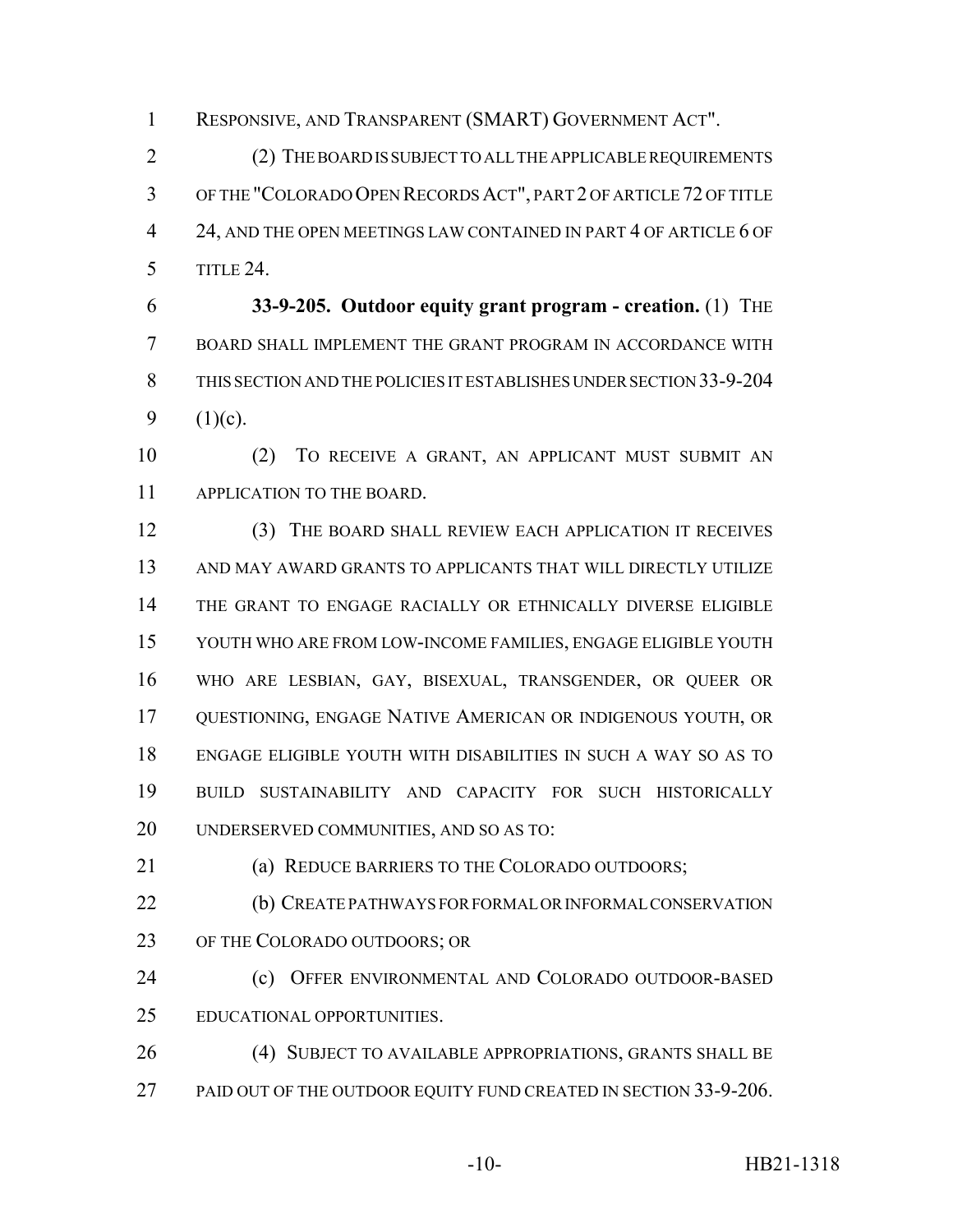RESPONSIVE, AND TRANSPARENT (SMART) GOVERNMENT ACT".

(2) THE BOARD IS SUBJECT TO ALL THE APPLICABLE REQUIREMENTS OF THE "COLORADO OPEN RECORDS ACT", PART 2 OF ARTICLE 72 OF TITLE 24, AND THE OPEN MEETINGS LAW CONTAINED IN PART 4 OF ARTICLE 6 OF TITLE 24.

**33-9-205. Outdoor equity grant program - creation.** (1) THE BOARD SHALL IMPLEMENT THE GRANT PROGRAM IN ACCORDANCE WITH THIS SECTION AND THE POLICIES IT ESTABLISHES UNDER SECTION 33-9-204 (1)(c).

(2) TO RECEIVE A GRANT, AN APPLICANT MUST SUBMIT AN APPLICATION TO THE BOARD.

(3) THE BOARD SHALL REVIEW EACH APPLICATION IT RECEIVES AND MAY AWARD GRANTS TO APPLICANTS THAT WILL DIRECTLY UTILIZE THE GRANT TO ENGAGE RACIALLY OR ETHNICALLY DIVERSE ELIGIBLE YOUTH WHO ARE FROM LOW-INCOME FAMILIES, ENGAGE ELIGIBLE YOUTH WHO ARE LESBIAN, GAY, BISEXUAL, TRANSGENDER, OR QUEER OR QUESTIONING, ENGAGE NATIVE AMERICAN OR INDIGENOUS YOUTH, OR ENGAGE ELIGIBLE YOUTH WITH DISABILITIES IN SUCH A WAY SO AS TO BUILD SUSTAINABILITY AND CAPACITY FOR SUCH HISTORICALLY UNDERSERVED COMMUNITIES, AND SO AS TO:

(a) REDUCE BARRIERS TO THE COLORADO OUTDOORS;

(b) CREATE PATHWAYS FOR FORMAL OR INFORMAL CONSERVATION OF THE COLORADO OUTDOORS; OR

(c) OFFER ENVIRONMENTAL AND COLORADO OUTDOOR-BASED EDUCATIONAL OPPORTUNITIES.

(4) SUBJECT TO AVAILABLE APPROPRIATIONS, GRANTS SHALL BE PAID OUT OF THE OUTDOOR EQUITY FUND CREATED IN SECTION 33-9-206.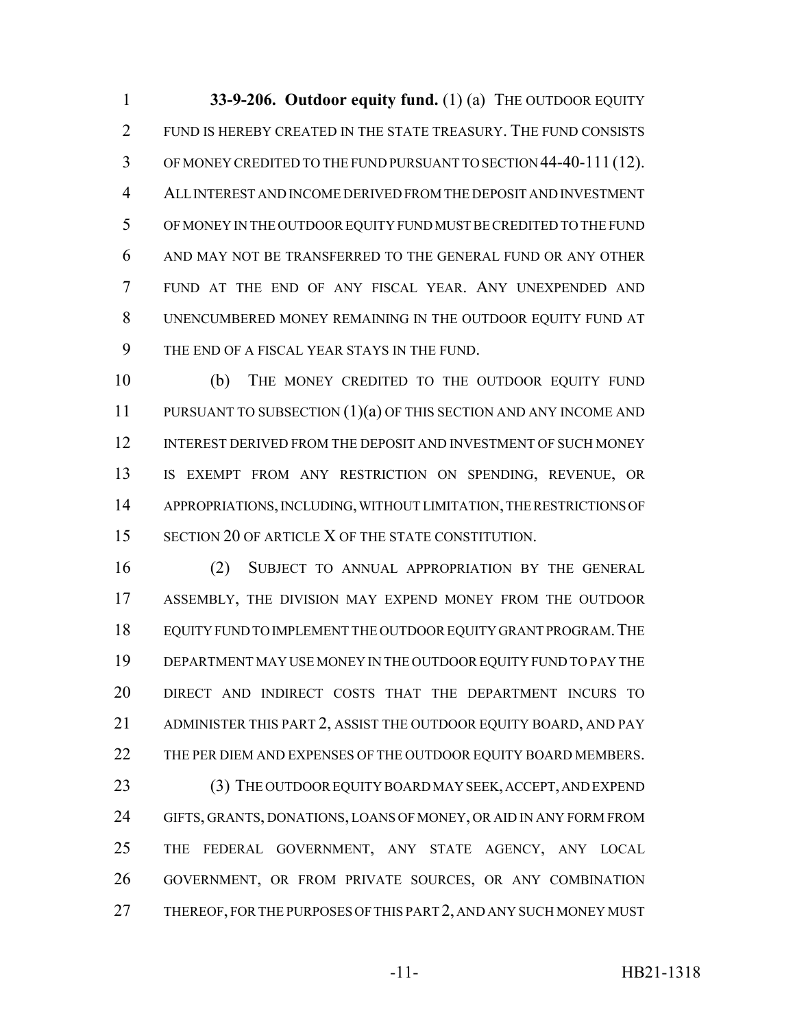**33-9-206. Outdoor equity fund.** (1) (a) THE OUTDOOR EQUITY FUND IS HEREBY CREATED IN THE STATE TREASURY. THE FUND CONSISTS OF MONEY CREDITED TO THE FUND PURSUANT TO SECTION 44-40-111 (12). ALL INTEREST AND INCOME DERIVED FROM THE DEPOSIT AND INVESTMENT OF MONEY IN THE OUTDOOR EQUITY FUND MUST BE CREDITED TO THE FUND AND MAY NOT BE TRANSFERRED TO THE GENERAL FUND OR ANY OTHER FUND AT THE END OF ANY FISCAL YEAR. ANY UNEXPENDED AND UNENCUMBERED MONEY REMAINING IN THE OUTDOOR EQUITY FUND AT THE END OF A FISCAL YEAR STAYS IN THE FUND.

(b) THE MONEY CREDITED TO THE OUTDOOR EQUITY FUND PURSUANT TO SUBSECTION (1)(a) OF THIS SECTION AND ANY INCOME AND INTEREST DERIVED FROM THE DEPOSIT AND INVESTMENT OF SUCH MONEY IS EXEMPT FROM ANY RESTRICTION ON SPENDING, REVENUE, OR APPROPRIATIONS, INCLUDING, WITHOUT LIMITATION, THE RESTRICTIONS OF SECTION 20 OF ARTICLE X OF THE STATE CONSTITUTION.

(2) SUBJECT TO ANNUAL APPROPRIATION BY THE GENERAL ASSEMBLY, THE DIVISION MAY EXPEND MONEY FROM THE OUTDOOR EQUITY FUND TO IMPLEMENT THE OUTDOOR EQUITY GRANT PROGRAM. THE DEPARTMENT MAY USE MONEY IN THE OUTDOOR EQUITY FUND TO PAY THE DIRECT AND INDIRECT COSTS THAT THE DEPARTMENT INCURS TO ADMINISTER THIS PART 2, ASSIST THE OUTDOOR EQUITY BOARD, AND PAY THE PER DIEM AND EXPENSES OF THE OUTDOOR EQUITY BOARD MEMBERS.

(3) THE OUTDOOR EQUITY BOARD MAY SEEK, ACCEPT, AND EXPEND GIFTS, GRANTS, DONATIONS, LOANS OF MONEY, OR AID IN ANY FORM FROM THE FEDERAL GOVERNMENT, ANY STATE AGENCY, ANY LOCAL GOVERNMENT, OR FROM PRIVATE SOURCES, OR ANY COMBINATION THEREOF, FOR THE PURPOSES OF THIS PART 2, AND ANY SUCH MONEY MUST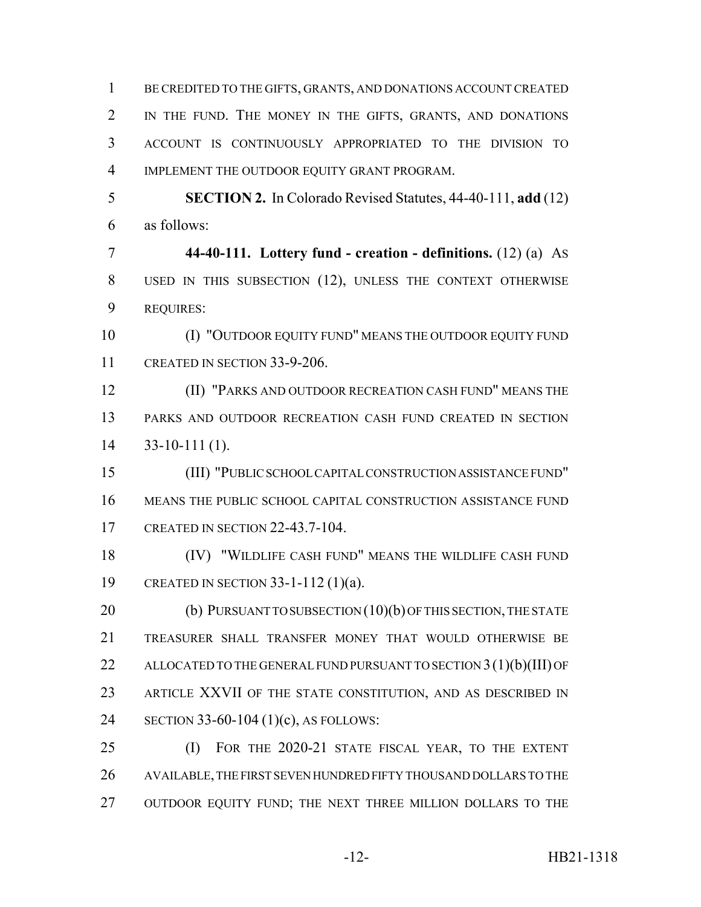BE CREDITED TO THE GIFTS, GRANTS, AND DONATIONS ACCOUNT CREATED IN THE FUND. THE MONEY IN THE GIFTS, GRANTS, AND DONATIONS ACCOUNT IS CONTINUOUSLY APPROPRIATED TO THE DIVISION TO IMPLEMENT THE OUTDOOR EQUITY GRANT PROGRAM.

**SECTION 2.** In Colorado Revised Statutes, 44-40-111, **add** (12) as follows:

**44-40-111. Lottery fund - creation - definitions.** (12) (a) AS USED IN THIS SUBSECTION (12), UNLESS THE CONTEXT OTHERWISE REQUIRES:

(I) "OUTDOOR EQUITY FUND" MEANS THE OUTDOOR EQUITY FUND CREATED IN SECTION 33-9-206.

(II) "PARKS AND OUTDOOR RECREATION CASH FUND" MEANS THE PARKS AND OUTDOOR RECREATION CASH FUND CREATED IN SECTION 33-10-111 (1).

(III) "PUBLIC SCHOOL CAPITAL CONSTRUCTION ASSISTANCE FUND" MEANS THE PUBLIC SCHOOL CAPITAL CONSTRUCTION ASSISTANCE FUND CREATED IN SECTION 22-43.7-104.

(IV) "WILDLIFE CASH FUND" MEANS THE WILDLIFE CASH FUND CREATED IN SECTION 33-1-112 (1)(a).

(b) PURSUANT TO SUBSECTION (10)(b) OF THIS SECTION, THE STATE TREASURER SHALL TRANSFER MONEY THAT WOULD OTHERWISE BE ALLOCATED TO THE GENERAL FUND PURSUANT TO SECTION 3 (1)(b)(III) OF ARTICLE XXVII OF THE STATE CONSTITUTION, AND AS DESCRIBED IN SECTION 33-60-104 (1)(c), AS FOLLOWS:

(I) FOR THE 2020-21 STATE FISCAL YEAR, TO THE EXTENT AVAILABLE, THE FIRST SEVEN HUNDRED FIFTY THOUSAND DOLLARS TO THE OUTDOOR EQUITY FUND; THE NEXT THREE MILLION DOLLARS TO THE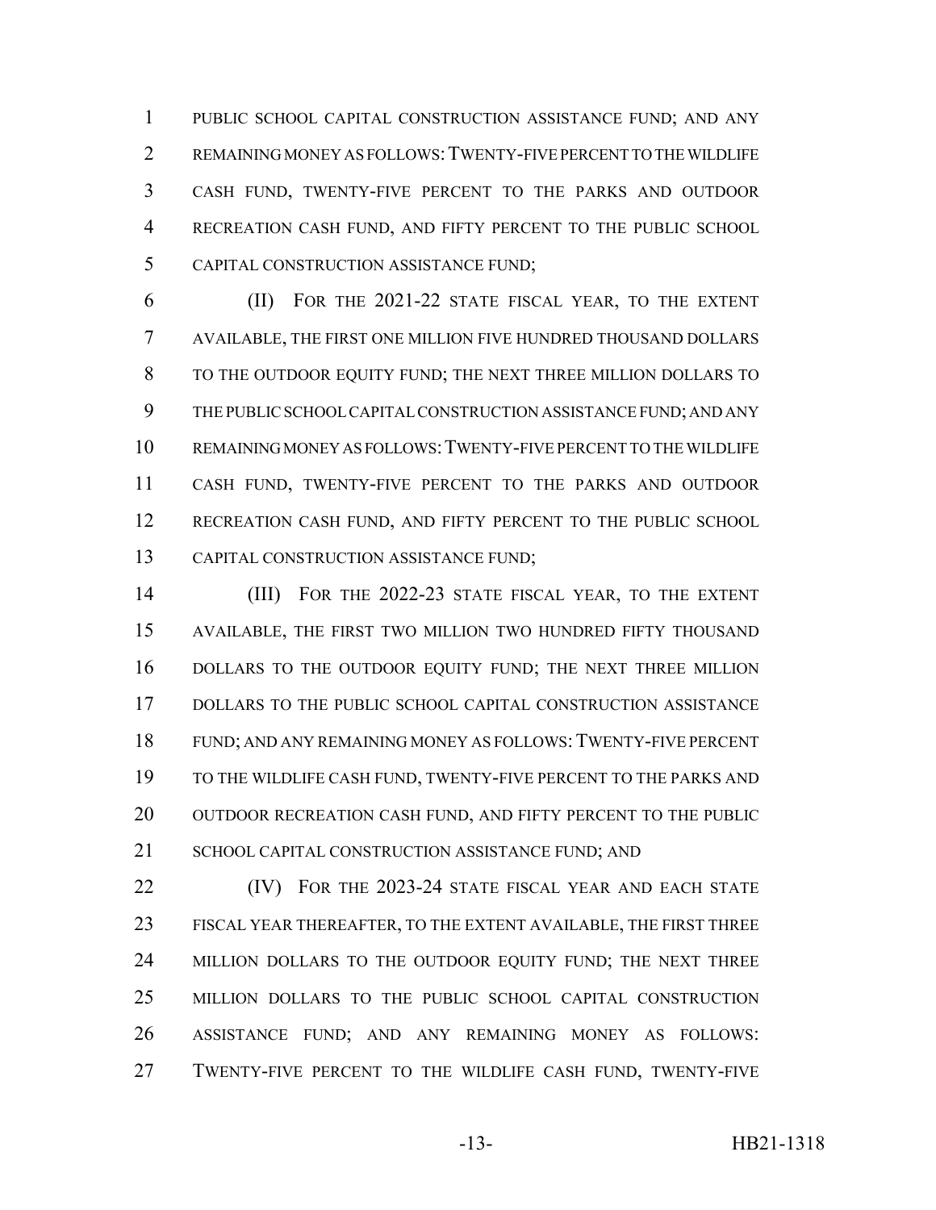PUBLIC SCHOOL CAPITAL CONSTRUCTION ASSISTANCE FUND; AND ANY REMAINING MONEY AS FOLLOWS: TWENTY-FIVE PERCENT TO THE WILDLIFE CASH FUND, TWENTY-FIVE PERCENT TO THE PARKS AND OUTDOOR RECREATION CASH FUND, AND FIFTY PERCENT TO THE PUBLIC SCHOOL CAPITAL CONSTRUCTION ASSISTANCE FUND;

(II) FOR THE 2021-22 STATE FISCAL YEAR, TO THE EXTENT AVAILABLE, THE FIRST ONE MILLION FIVE HUNDRED THOUSAND DOLLARS TO THE OUTDOOR EQUITY FUND; THE NEXT THREE MILLION DOLLARS TO THE PUBLIC SCHOOL CAPITAL CONSTRUCTION ASSISTANCE FUND; AND ANY REMAINING MONEY AS FOLLOWS: TWENTY-FIVE PERCENT TO THE WILDLIFE CASH FUND, TWENTY-FIVE PERCENT TO THE PARKS AND OUTDOOR RECREATION CASH FUND, AND FIFTY PERCENT TO THE PUBLIC SCHOOL CAPITAL CONSTRUCTION ASSISTANCE FUND;

(III) FOR THE 2022-23 STATE FISCAL YEAR, TO THE EXTENT AVAILABLE, THE FIRST TWO MILLION TWO HUNDRED FIFTY THOUSAND DOLLARS TO THE OUTDOOR EQUITY FUND; THE NEXT THREE MILLION DOLLARS TO THE PUBLIC SCHOOL CAPITAL CONSTRUCTION ASSISTANCE FUND; AND ANY REMAINING MONEY AS FOLLOWS: TWENTY-FIVE PERCENT TO THE WILDLIFE CASH FUND, TWENTY-FIVE PERCENT TO THE PARKS AND OUTDOOR RECREATION CASH FUND, AND FIFTY PERCENT TO THE PUBLIC SCHOOL CAPITAL CONSTRUCTION ASSISTANCE FUND; AND

(IV) FOR THE 2023-24 STATE FISCAL YEAR AND EACH STATE FISCAL YEAR THEREAFTER, TO THE EXTENT AVAILABLE, THE FIRST THREE MILLION DOLLARS TO THE OUTDOOR EQUITY FUND; THE NEXT THREE MILLION DOLLARS TO THE PUBLIC SCHOOL CAPITAL CONSTRUCTION ASSISTANCE FUND; AND ANY REMAINING MONEY AS FOLLOWS: TWENTY-FIVE PERCENT TO THE WILDLIFE CASH FUND, TWENTY-FIVE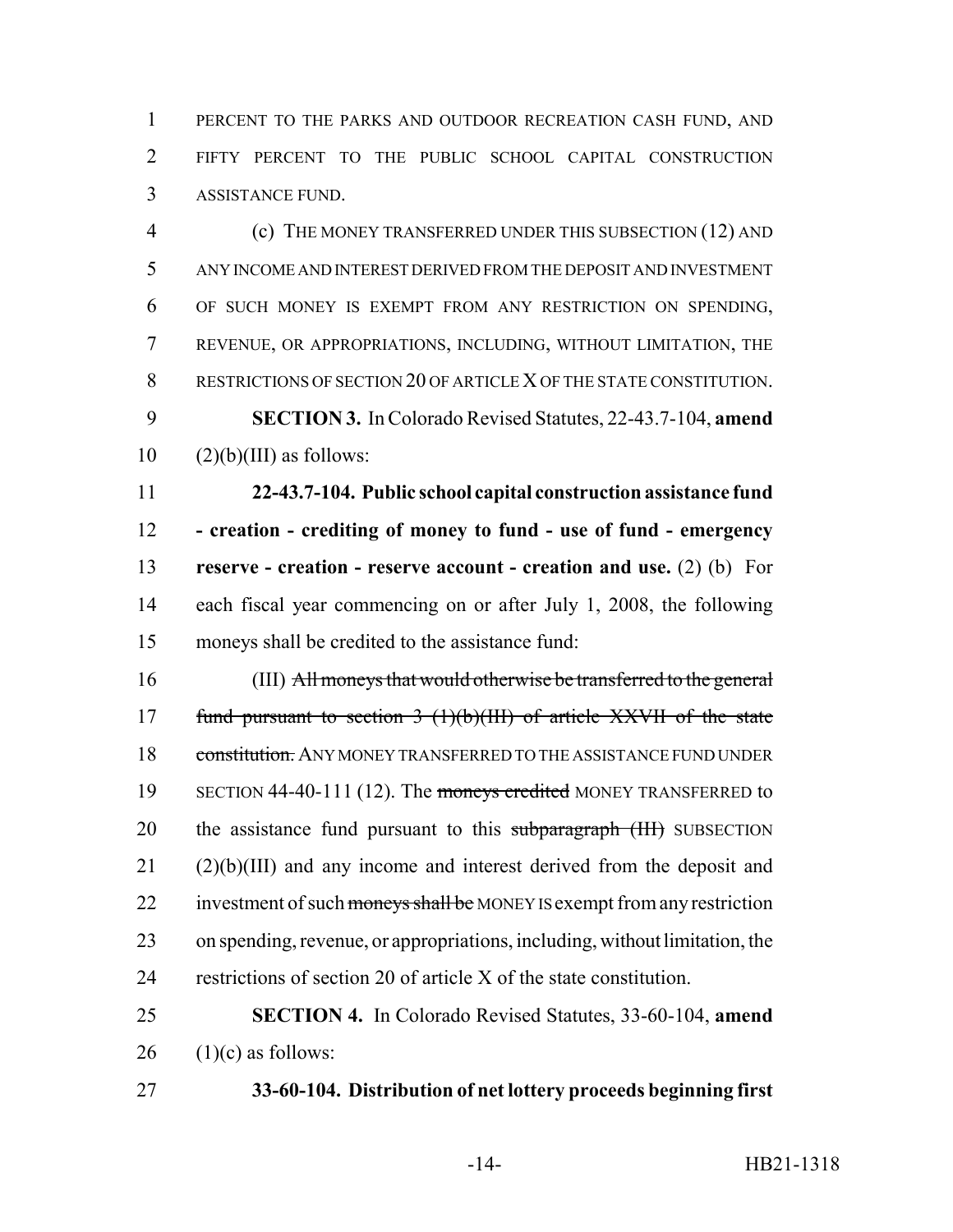PERCENT TO THE PARKS AND OUTDOOR RECREATION CASH FUND, AND FIFTY PERCENT TO THE PUBLIC SCHOOL CAPITAL CONSTRUCTION ASSISTANCE FUND.

(c) THE MONEY TRANSFERRED UNDER THIS SUBSECTION (12) AND ANY INCOME AND INTEREST DERIVED FROM THE DEPOSIT AND INVESTMENT OF SUCH MONEY IS EXEMPT FROM ANY RESTRICTION ON SPENDING, REVENUE, OR APPROPRIATIONS, INCLUDING, WITHOUT LIMITATION, THE RESTRICTIONS OF SECTION 20 OF ARTICLE X OF THE STATE CONSTITUTION.

**SECTION 3.** In Colorado Revised Statutes, 22-43.7-104, **amend** (2)(b)(III) as follows:

**22-43.7-104. Public school capital construction assistance fund - creation - crediting of money to fund - use of fund - emergency reserve - creation - reserve account - creation and use.** (2) (b) For each fiscal year commencing on or after July 1, 2008, the following moneys shall be credited to the assistance fund:

(III) ~~All moneys that would otherwise be transferred to the general fund pursuant to section 3 (1)(b)(III) of article XXVII of the state constitution.~~ ANY MONEY TRANSFERRED TO THE ASSISTANCE FUND UNDER SECTION 44-40-111 (12). The ~~moneys credited~~ MONEY TRANSFERRED to the assistance fund pursuant to this ~~subparagraph (III)~~ SUBSECTION (2)(b)(III) and any income and interest derived from the deposit and investment of such ~~moneys shall be~~ MONEY IS exempt from any restriction on spending, revenue, or appropriations, including, without limitation, the restrictions of section 20 of article X of the state constitution.

**SECTION 4.** In Colorado Revised Statutes, 33-60-104, **amend** (1)(c) as follows:

**33-60-104. Distribution of net lottery proceeds beginning first**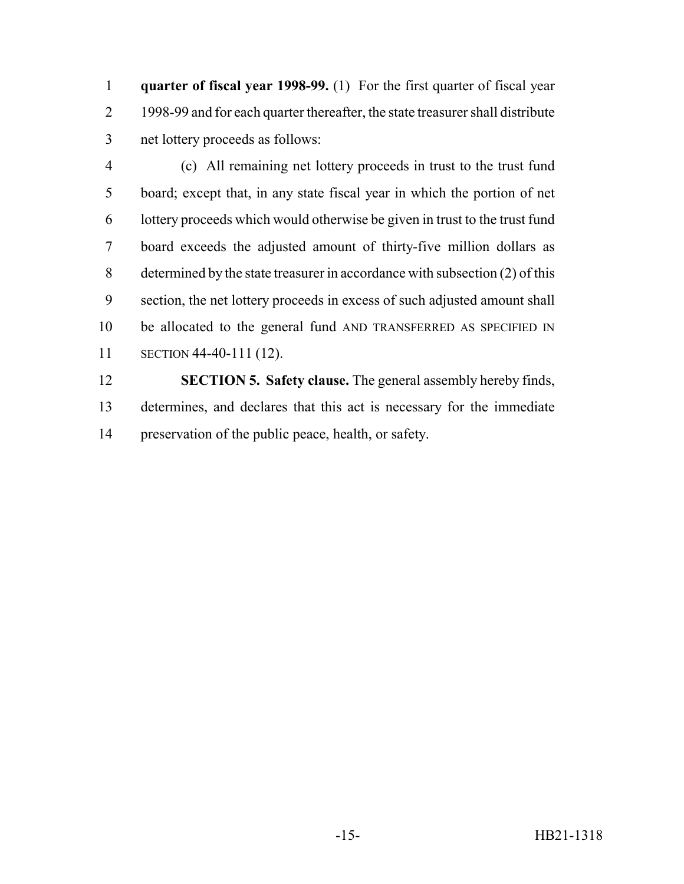**quarter of fiscal year 1998-99.** (1) For the first quarter of fiscal year 1998-99 and for each quarter thereafter, the state treasurer shall distribute net lottery proceeds as follows:

(c) All remaining net lottery proceeds in trust to the trust fund board; except that, in any state fiscal year in which the portion of net lottery proceeds which would otherwise be given in trust to the trust fund board exceeds the adjusted amount of thirty-five million dollars as determined by the state treasurer in accordance with subsection (2) of this section, the net lottery proceeds in excess of such adjusted amount shall be allocated to the general fund AND TRANSFERRED AS SPECIFIED IN SECTION 44-40-111 (12).

**SECTION 5. Safety clause.** The general assembly hereby finds, determines, and declares that this act is necessary for the immediate preservation of the public peace, health, or safety.